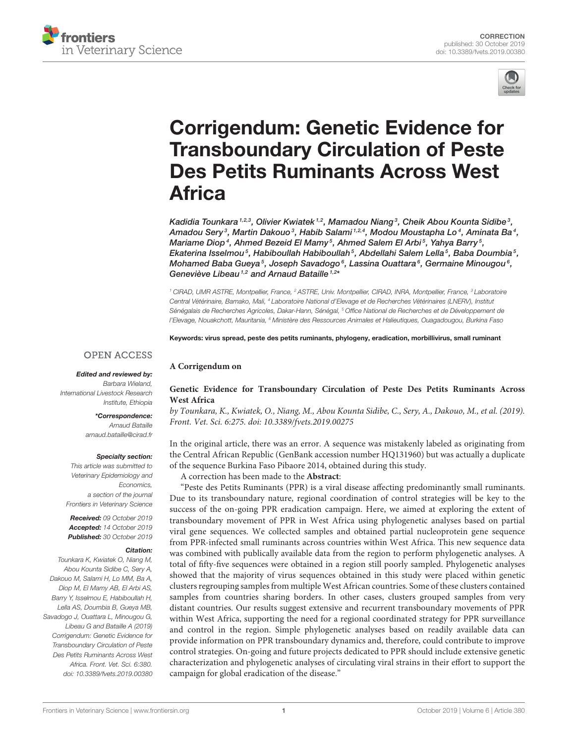CORRECTION
published: 30 October 2019
doi: 10.3389/fvets.2019.00380

# Corrigendum: Genetic Evidence for Transboundary Circulation of Peste Des Petits Ruminants Across West Africa

*Kadidia Tounkara[1,2,3], Olivier Kwiatek[1,2], Mamadou Niang[3], Cheik Abou Kounta Sidibe[3], Amadou Sery[3], Martin Dakouo[3], Habib Salami[1,2,4], Modou Moustapha Lo[4], Aminata Ba[4], Mariame Diop[4], Ahmed Bezeid El Mamy[5], Ahmed Salem El Arbi[5], Yahya Barry[5], Ekaterina Isselmou[5], Habiboullah Habiboullah[5], Abdellahi Salem Lella[5], Baba Doumbia[5], Mohamed Baba Gueya[5], Joseph Savadogo[6], Lassina Ouattara[6], Germaine Minougou[6], Geneviève Libeau[1,2] and Arnaud Bataille[1,2]**

[1] CIRAD, UMR ASTRE, Montpellier, France, [2] ASTRE, Univ. Montpellier, CIRAD, INRA, Montpellier, France, [3] Laboratoire Central Vétérinaire, Bamako, Mali, [4] Laboratoire National d'Elevage et de Recherches Vétérinaires (LNERV), Institut Sénégalais de Recherches Agricoles, Dakar-Hann, Sénégal, [5] Office National de Recherches et de Développement de l'Elevage, Nouakchott, Mauritania, [6] Ministère des Ressources Animales et Halieutiques, Ouagadougou, Burkina Faso

**Keywords:** virus spread, peste des petits ruminants, phylogeny, eradication, morbillivirus, small ruminant

OPEN ACCESS

***Edited and reviewed by:***
Barbara Wieland,
International Livestock Research Institute, Ethiopia

***\*Correspondence:***
Arnaud Bataille
arnaud.bataille@cirad.fr

***Specialty section:***
This article was submitted to Veterinary Epidemiology and Economics,
a section of the journal Frontiers in Veterinary Science

***Received:*** 09 October 2019
***Accepted:*** 14 October 2019
***Published:*** 30 October 2019

***Citation:***
Tounkara K, Kwiatek O, Niang M, Abou Kounta Sidibe C, Sery A, Dakouo M, Salami H, Lo MM, Ba A, Diop M, El Mamy AB, El Arbi AS, Barry Y, Isselmou E, Habiboullah H, Lella AS, Doumbia B, Gueya MB, Savadogo J, Ouattara L, Minougou G, Libeau G and Bataille A (2019) Corrigendum: Genetic Evidence for Transboundary Circulation of Peste Des Petits Ruminants Across West Africa. Front. Vet. Sci. 6:380. doi: 10.3389/fvets.2019.00380

**A Corrigendum on**

**Genetic Evidence for Transboundary Circulation of Peste Des Petits Ruminants Across West Africa**

*by Tounkara, K., Kwiatek, O., Niang, M., Abou Kounta Sidibe, C., Sery, A., Dakouo, M., et al. (2019). Front. Vet. Sci. 6:275. doi: 10.3389/fvets.2019.00275*

In the original article, there was an error. A sequence was mistakenly labeled as originating from the Central African Republic (GenBank accession number HQ131960) but was actually a duplicate of the sequence Burkina Faso Pibaore 2014, obtained during this study.

A correction has been made to the **Abstract**:

"Peste des Petits Ruminants (PPR) is a viral disease affecting predominantly small ruminants. Due to its transboundary nature, regional coordination of control strategies will be key to the success of the on-going PPR eradication campaign. Here, we aimed at exploring the extent of transboundary movement of PPR in West Africa using phylogenetic analyses based on partial viral gene sequences. We collected samples and obtained partial nucleoprotein gene sequence from PPR-infected small ruminants across countries within West Africa. This new sequence data was combined with publically available data from the region to perform phylogenetic analyses. A total of fifty-five sequences were obtained in a region still poorly sampled. Phylogenetic analyses showed that the majority of virus sequences obtained in this study were placed within genetic clusters regrouping samples from multiple West African countries. Some of these clusters contained samples from countries sharing borders. In other cases, clusters grouped samples from very distant countries. Our results suggest extensive and recurrent transboundary movements of PPR within West Africa, supporting the need for a regional coordinated strategy for PPR surveillance and control in the region. Simple phylogenetic analyses based on readily available data can provide information on PPR transboundary dynamics and, therefore, could contribute to improve control strategies. On-going and future projects dedicated to PPR should include extensive genetic characterization and phylogenetic analyses of circulating viral strains in their effort to support the campaign for global eradication of the disease."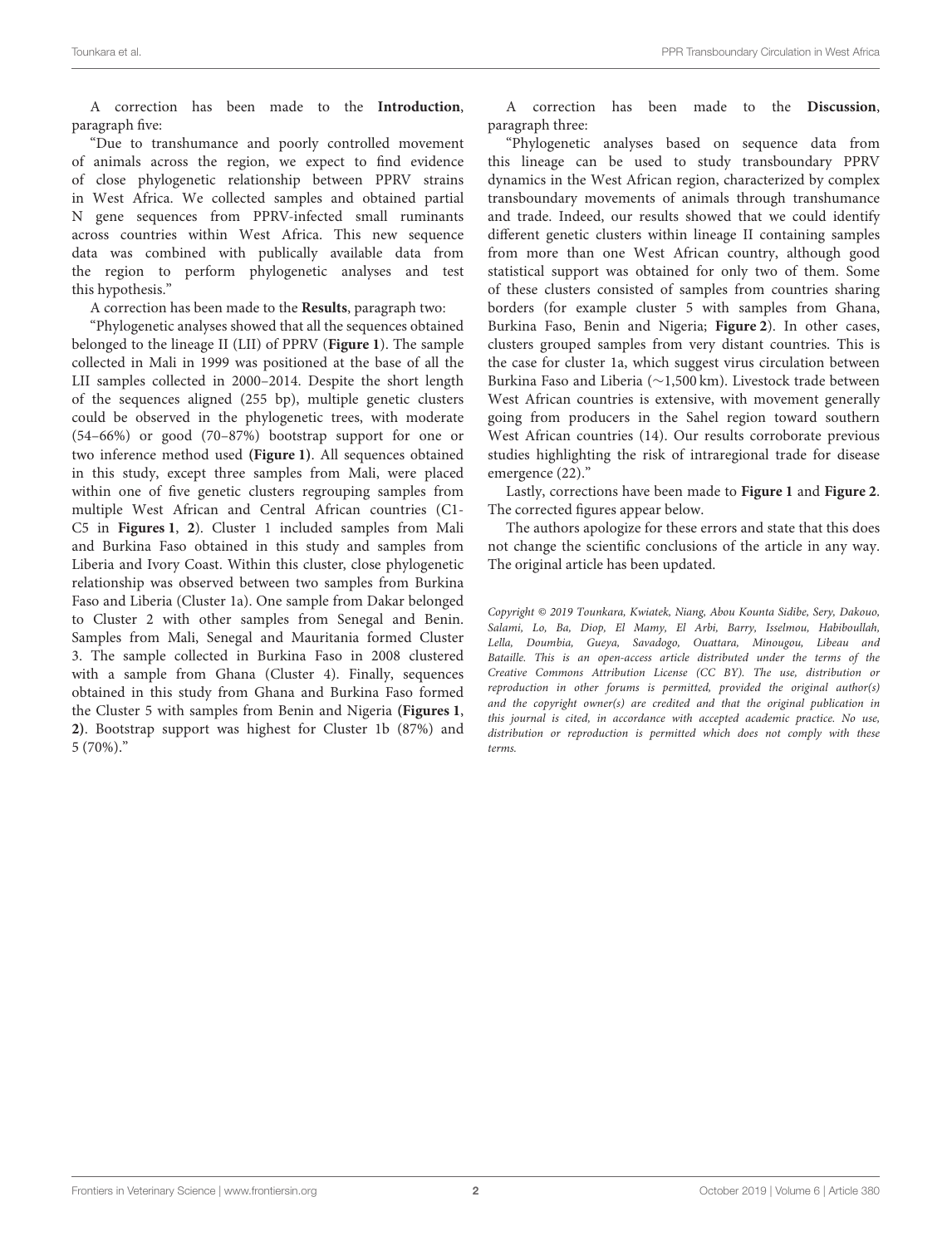A correction has been made to the **Introduction**, paragraph five:

"Due to transhumance and poorly controlled movement of animals across the region, we expect to find evidence of close phylogenetic relationship between PPRV strains in West Africa. We collected samples and obtained partial N gene sequences from PPRV-infected small ruminants across countries within West Africa. This new sequence data was combined with publically available data from the region to perform phylogenetic analyses and test this hypothesis."

A correction has been made to the **Results**, paragraph two:

"Phylogenetic analyses showed that all the sequences obtained belonged to the lineage II (LII) of PPRV (**Figure 1**). The sample collected in Mali in 1999 was positioned at the base of all the LII samples collected in 2000–2014. Despite the short length of the sequences aligned (255 bp), multiple genetic clusters could be observed in the phylogenetic trees, with moderate (54–66%) or good (70–87%) bootstrap support for one or two inference method used **(Figure 1)**. All sequences obtained in this study, except three samples from Mali, were placed within one of five genetic clusters regrouping samples from multiple West African and Central African countries (C1-C5 in **Figures 1**, **2**). Cluster 1 included samples from Mali and Burkina Faso obtained in this study and samples from Liberia and Ivory Coast. Within this cluster, close phylogenetic relationship was observed between two samples from Burkina Faso and Liberia (Cluster 1a). One sample from Dakar belonged to Cluster 2 with other samples from Senegal and Benin. Samples from Mali, Senegal and Mauritania formed Cluster 3. The sample collected in Burkina Faso in 2008 clustered with a sample from Ghana (Cluster 4). Finally, sequences obtained in this study from Ghana and Burkina Faso formed the Cluster 5 with samples from Benin and Nigeria **(Figures 1**, **2)**. Bootstrap support was highest for Cluster 1b (87%) and 5 (70%)."

A correction has been made to the **Discussion**, paragraph three:

"Phylogenetic analyses based on sequence data from this lineage can be used to study transboundary PPRV dynamics in the West African region, characterized by complex transboundary movements of animals through transhumance and trade. Indeed, our results showed that we could identify different genetic clusters within lineage II containing samples from more than one West African country, although good statistical support was obtained for only two of them. Some of these clusters consisted of samples from countries sharing borders (for example cluster 5 with samples from Ghana, Burkina Faso, Benin and Nigeria; **Figure 2**). In other cases, clusters grouped samples from very distant countries. This is the case for cluster 1a, which suggest virus circulation between Burkina Faso and Liberia (∼1,500 km). Livestock trade between West African countries is extensive, with movement generally going from producers in the Sahel region toward southern West African countries (14). Our results corroborate previous studies highlighting the risk of intraregional trade for disease emergence (22)."

Lastly, corrections have been made to **Figure 1** and **Figure 2**. The corrected figures appear below.

The authors apologize for these errors and state that this does not change the scientific conclusions of the article in any way. The original article has been updated.

*Copyright © 2019 Tounkara, Kwiatek, Niang, Abou Kounta Sidibe, Sery, Dakouo, Salami, Lo, Ba, Diop, El Mamy, El Arbi, Barry, Isselmou, Habiboullah, Lella, Doumbia, Gueya, Savadogo, Ouattara, Minougou, Libeau and Bataille. This is an open-access article distributed under the terms of the Creative Commons Attribution License (CC BY). The use, distribution or reproduction in other forums is permitted, provided the original author(s) and the copyright owner(s) are credited and that the original publication in this journal is cited, in accordance with accepted academic practice. No use, distribution or reproduction is permitted which does not comply with these terms.*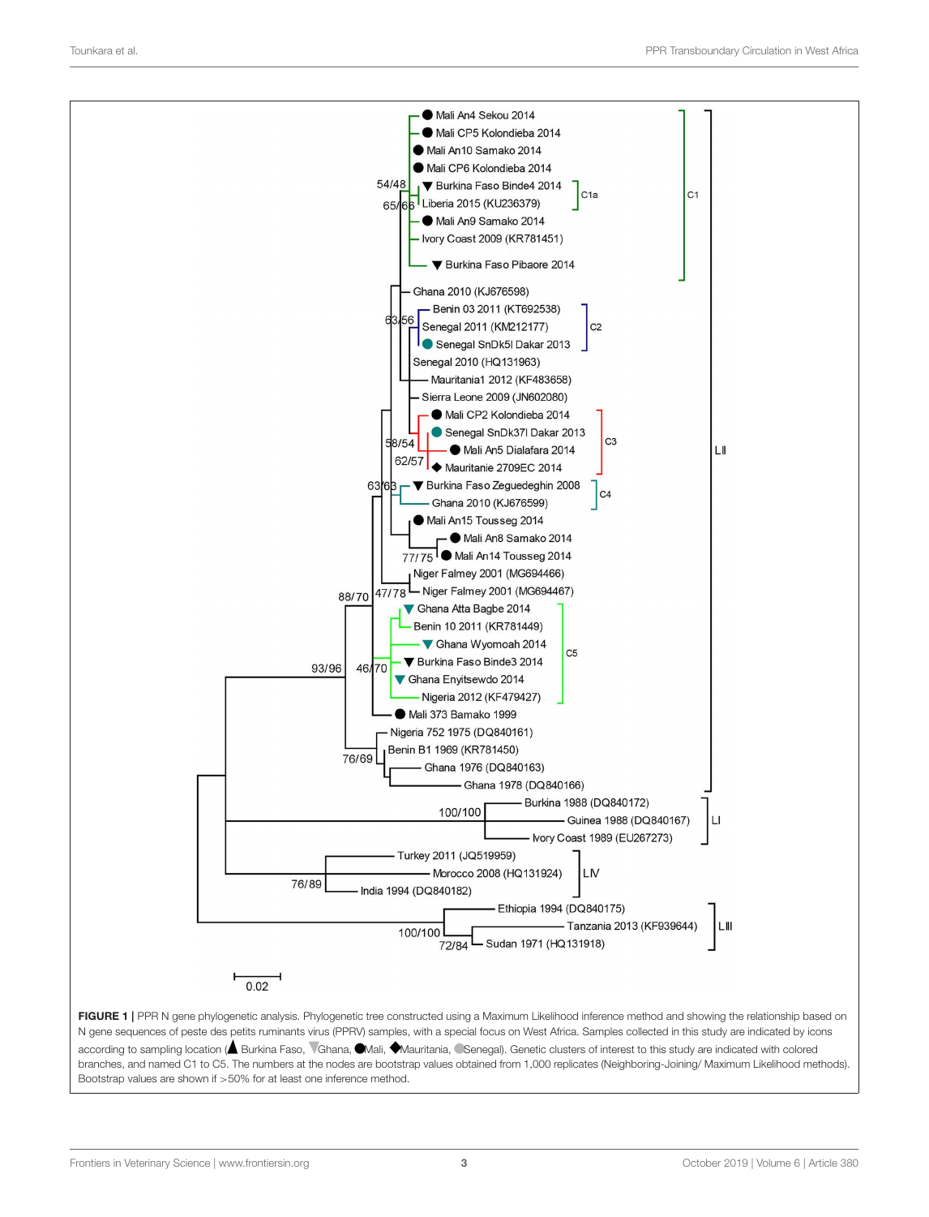**FIGURE 1** | PPR N gene phylogenetic analysis. Phylogenetic tree constructed using a Maximum Likelihood inference method and showing the relationship based on N gene sequences of peste des petits ruminants virus (PPRV) samples, with a special focus on West Africa. Samples collected in this study are indicated by icons according to sampling location (▲ Burkina Faso, ▼Ghana, ●Mali, ◆Mauritania, ●Senegal). Genetic clusters of interest to this study are indicated with colored branches, and named C1 to C5. The numbers at the nodes are bootstrap values obtained from 1,000 replicates (Neighboring-Joining/ Maximum Likelihood methods). Bootstrap values are shown if >50% for at least one inference method.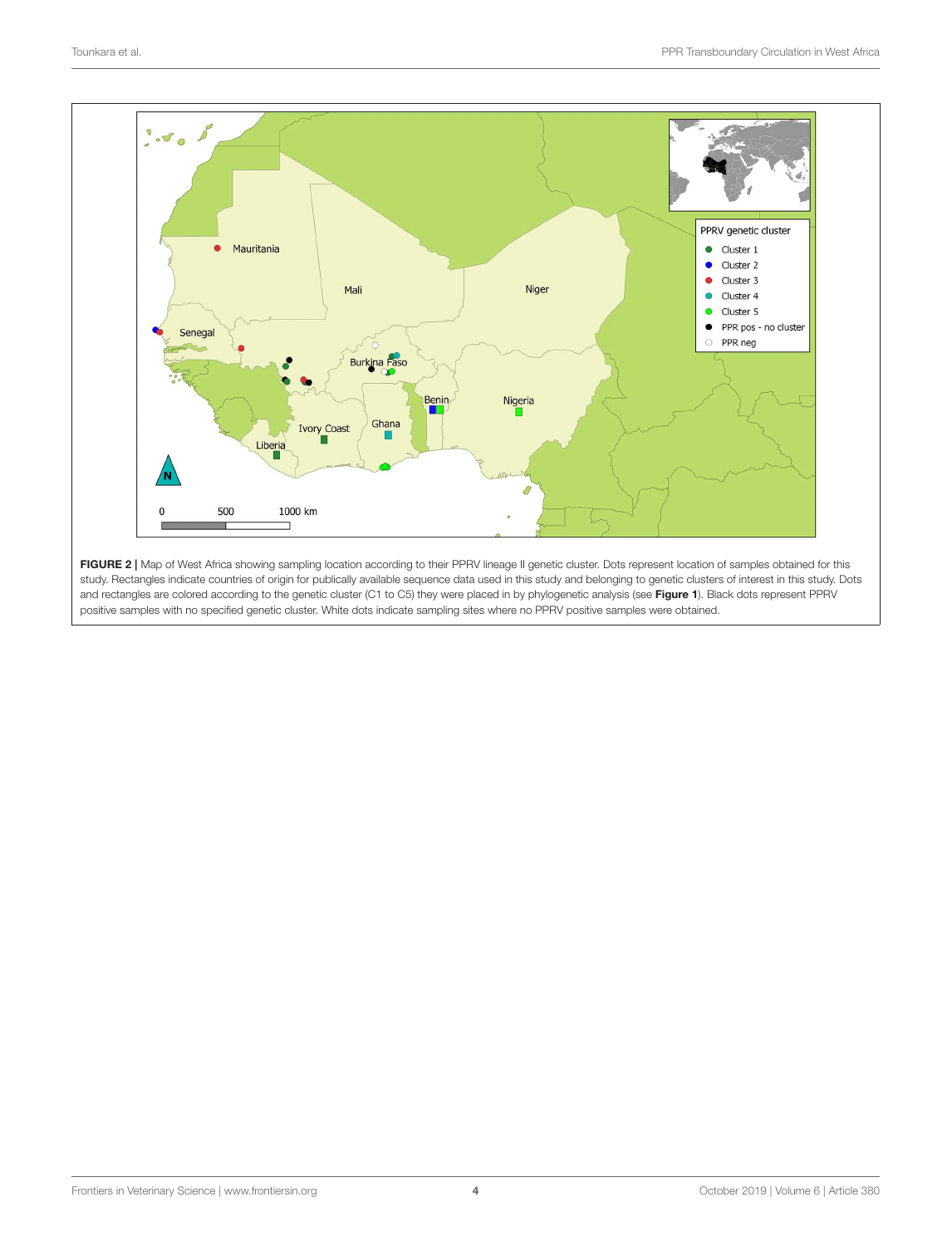Mauritania

Mali

Niger

Senegal

Burkina Faso

Benin

Nigeria

Ivory Coast

Ghana

Liberia

N

0 500 1000 km

PPRV genetic cluster

Cluster 1

Cluster 2

Cluster 3

Cluster 4

Cluster 5

PPR pos - no cluster

PPR neg

**FIGURE 2 |** Map of West Africa showing sampling location according to their PPRV lineage II genetic cluster. Dots represent location of samples obtained for this study. Rectangles indicate countries of origin for publically available sequence data used in this study and belonging to genetic clusters of interest in this study. Dots and rectangles are colored according to the genetic cluster (C1 to C5) they were placed in by phylogenetic analysis (see **Figure 1**). Black dots represent PPRV positive samples with no specified genetic cluster. White dots indicate sampling sites where no PPRV positive samples were obtained.